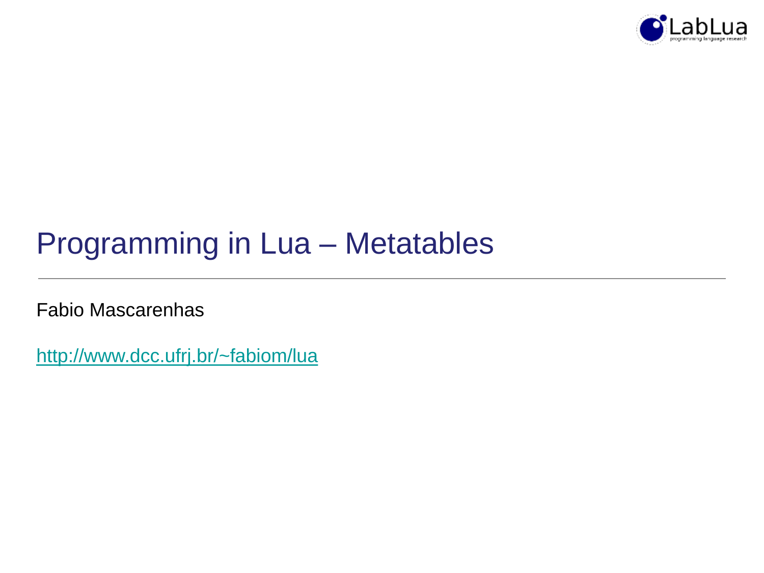# Programming in Lua – Metatables

Fabio Mascarenhas

http://www.dcc.ufrj.br/~fabiom/lua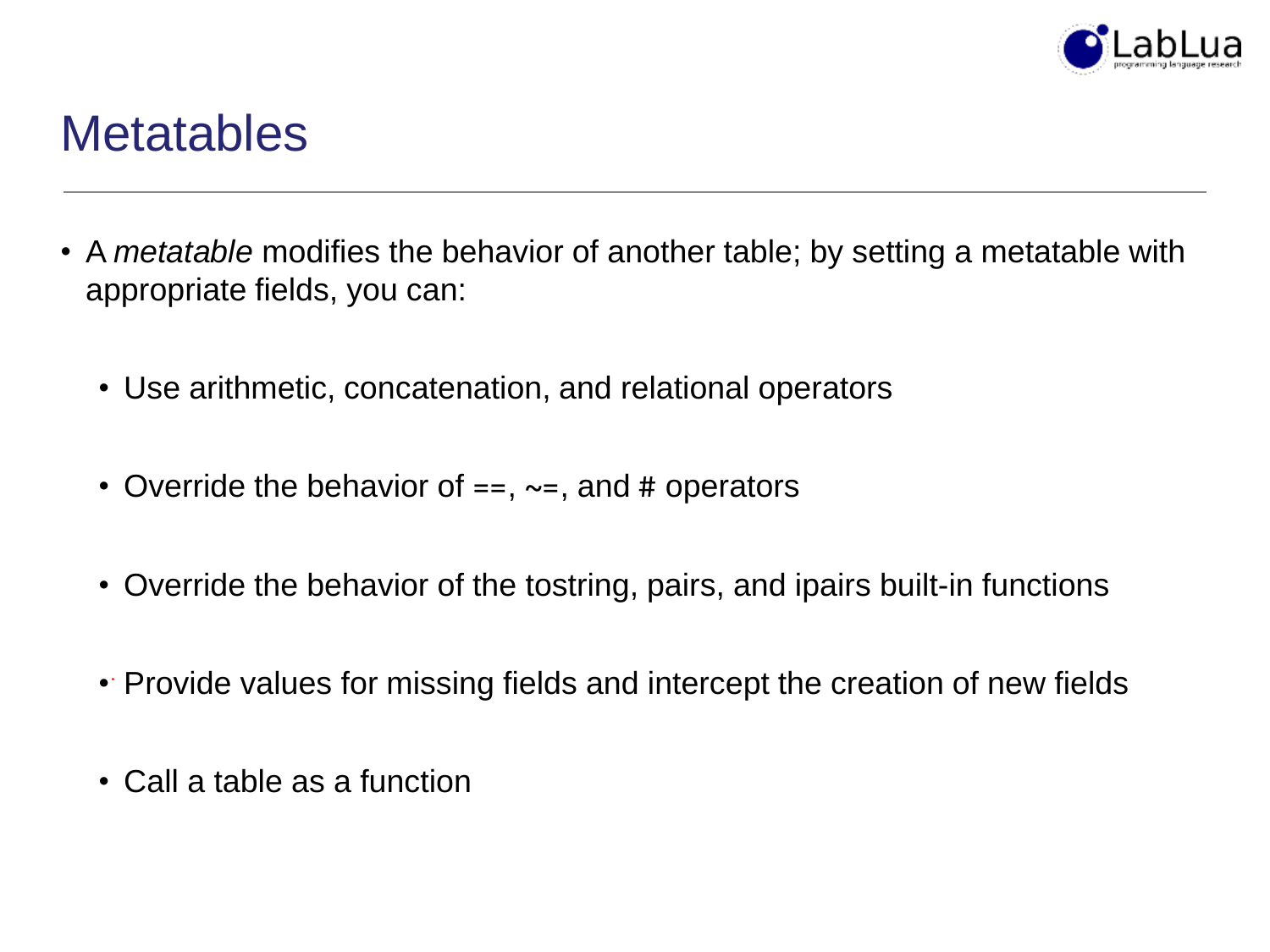# Metatables

- A *metatable* modifies the behavior of another table; by setting a metatable with appropriate fields, you can:
  - Use arithmetic, concatenation, and relational operators
  - Override the behavior of ==, ~=, and # operators
  - Override the behavior of the tostring, pairs, and ipairs built-in functions
  - Provide values for missing fields and intercept the creation of new fields
  - Call a table as a function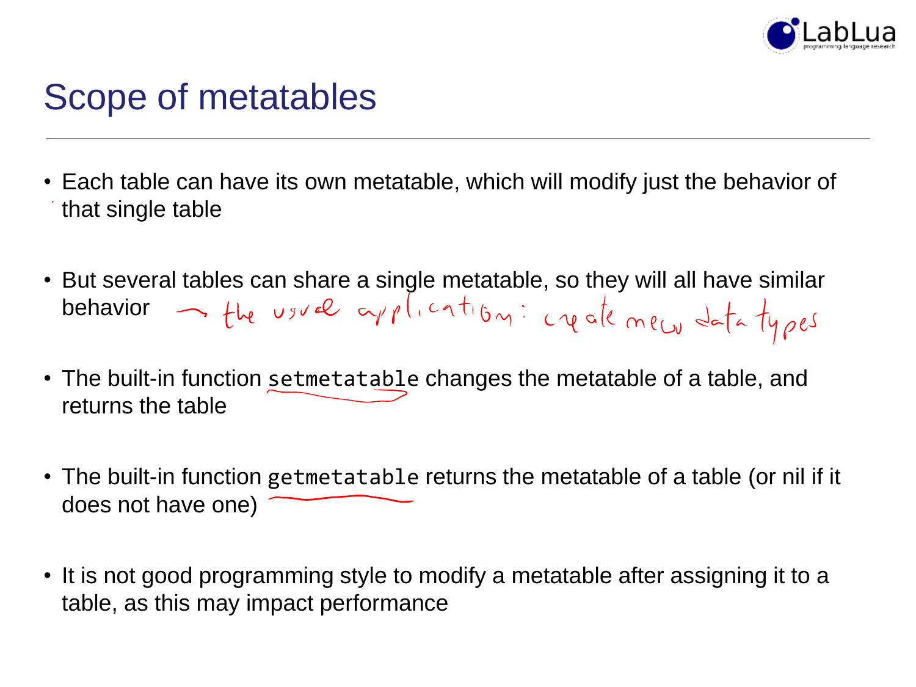# Scope of metatables

- Each table can have its own metatable, which will modify just the behavior of that single table
- But several tables can share a single metatable, so they will all have similar behavior → the usual application: create new data types
- The built-in function `setmetatable` changes the metatable of a table, and returns the table
- The built-in function `getmetatable` returns the metatable of a table (or nil if it does not have one)
- It is not good programming style to modify a metatable after assigning it to a table, as this may impact performance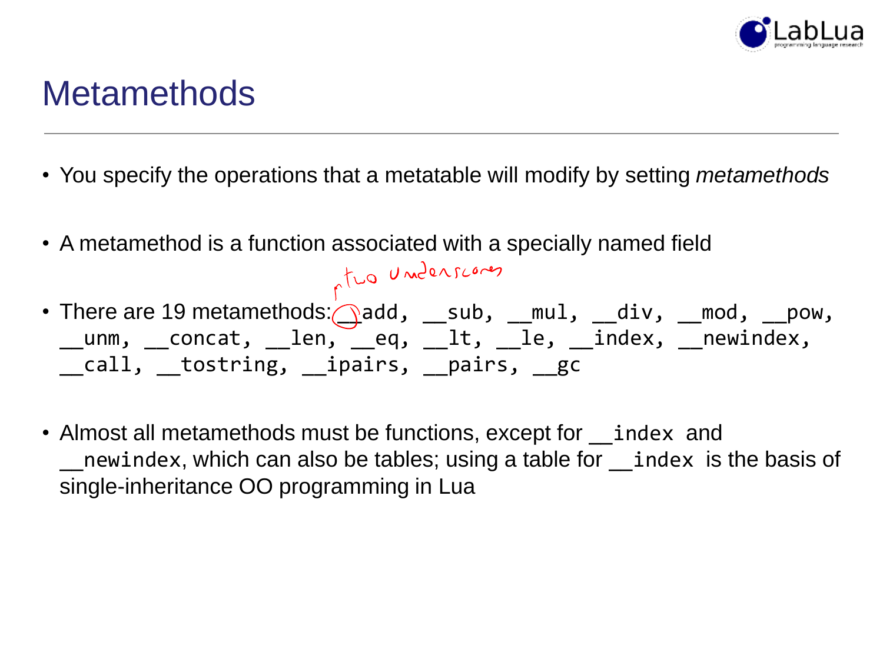# Metamethods

- You specify the operations that a metatable will modify by setting *metamethods*

- A metamethod is a function associated with a specially named field

- There are 19 metamethods: `__add`, `__sub`, `__mul`, `__div`, `__mod`, `__pow`, `__unm`, `__concat`, `__len`, `__eq`, `__lt`, `__le`, `__index`, `__newindex`, `__call`, `__tostring`, `__ipairs`, `__pairs`, `__gc`

  (handwritten annotation: two underscores)

- Almost all metamethods must be functions, except for `__index` and `__newindex`, which can also be tables; using a table for `__index` is the basis of single-inheritance OO programming in Lua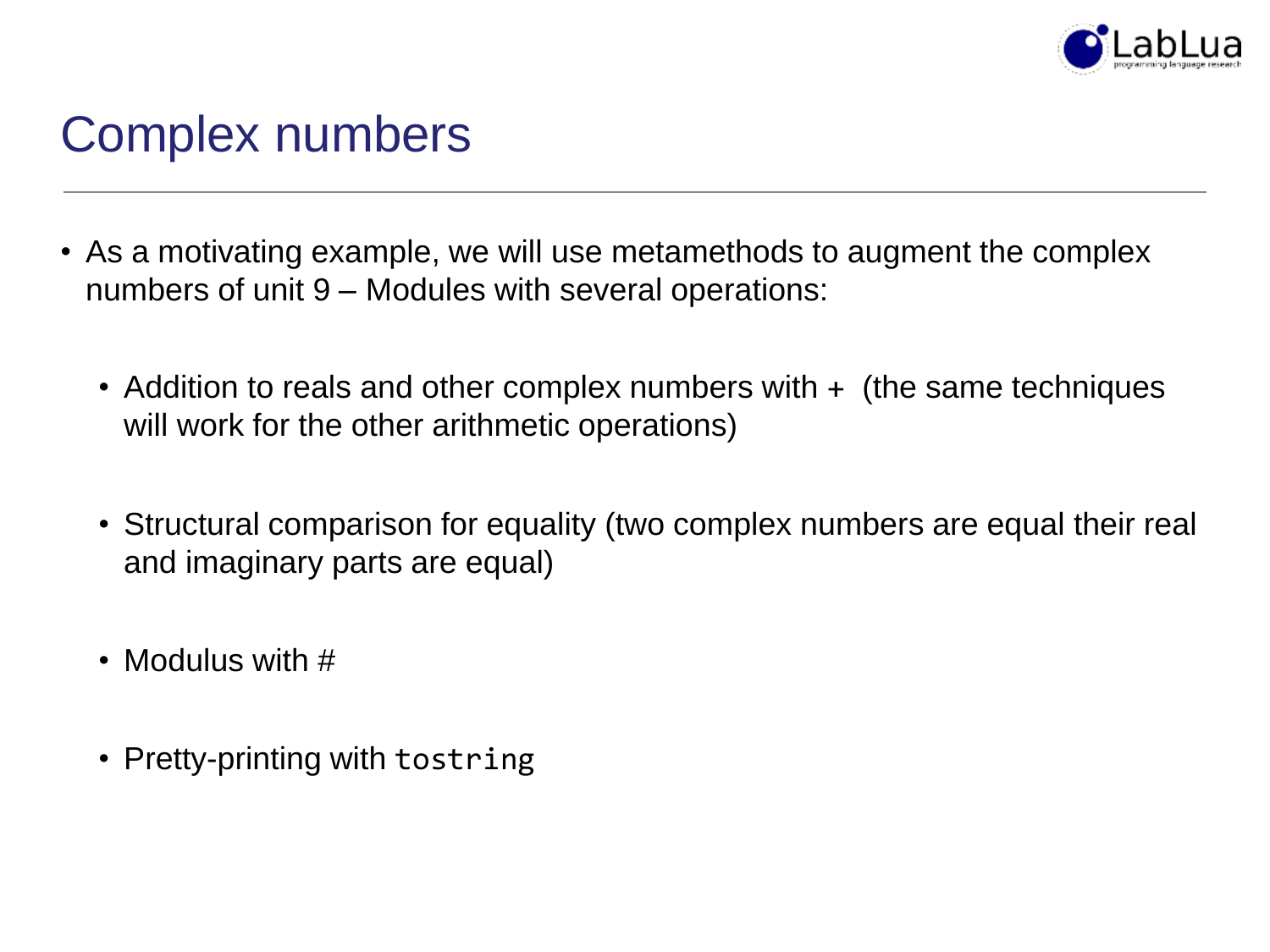# Complex numbers

- As a motivating example, we will use metamethods to augment the complex numbers of unit 9 – Modules with several operations:
  - Addition to reals and other complex numbers with + (the same techniques will work for the other arithmetic operations)
  - Structural comparison for equality (two complex numbers are equal their real and imaginary parts are equal)
  - Modulus with #
  - Pretty-printing with `tostring`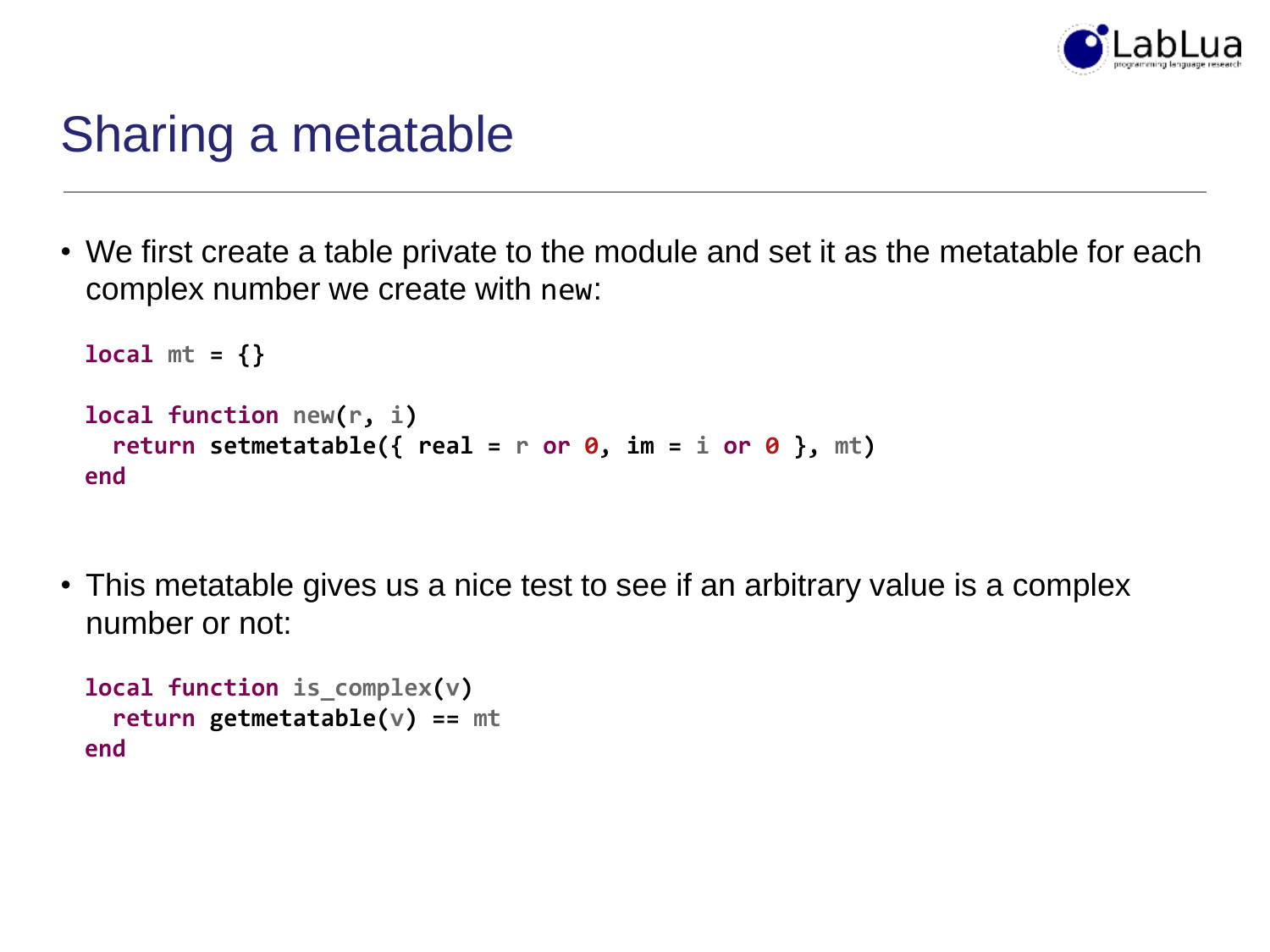# Sharing a metatable

- We first create a table private to the module and set it as the metatable for each complex number we create with `new`:

```lua
local mt = {}

local function new(r, i)
  return setmetatable({ real = r or 0, im = i or 0 }, mt)
end
```

- This metatable gives us a nice test to see if an arbitrary value is a complex number or not:

```lua
local function is_complex(v)
  return getmetatable(v) == mt
end
```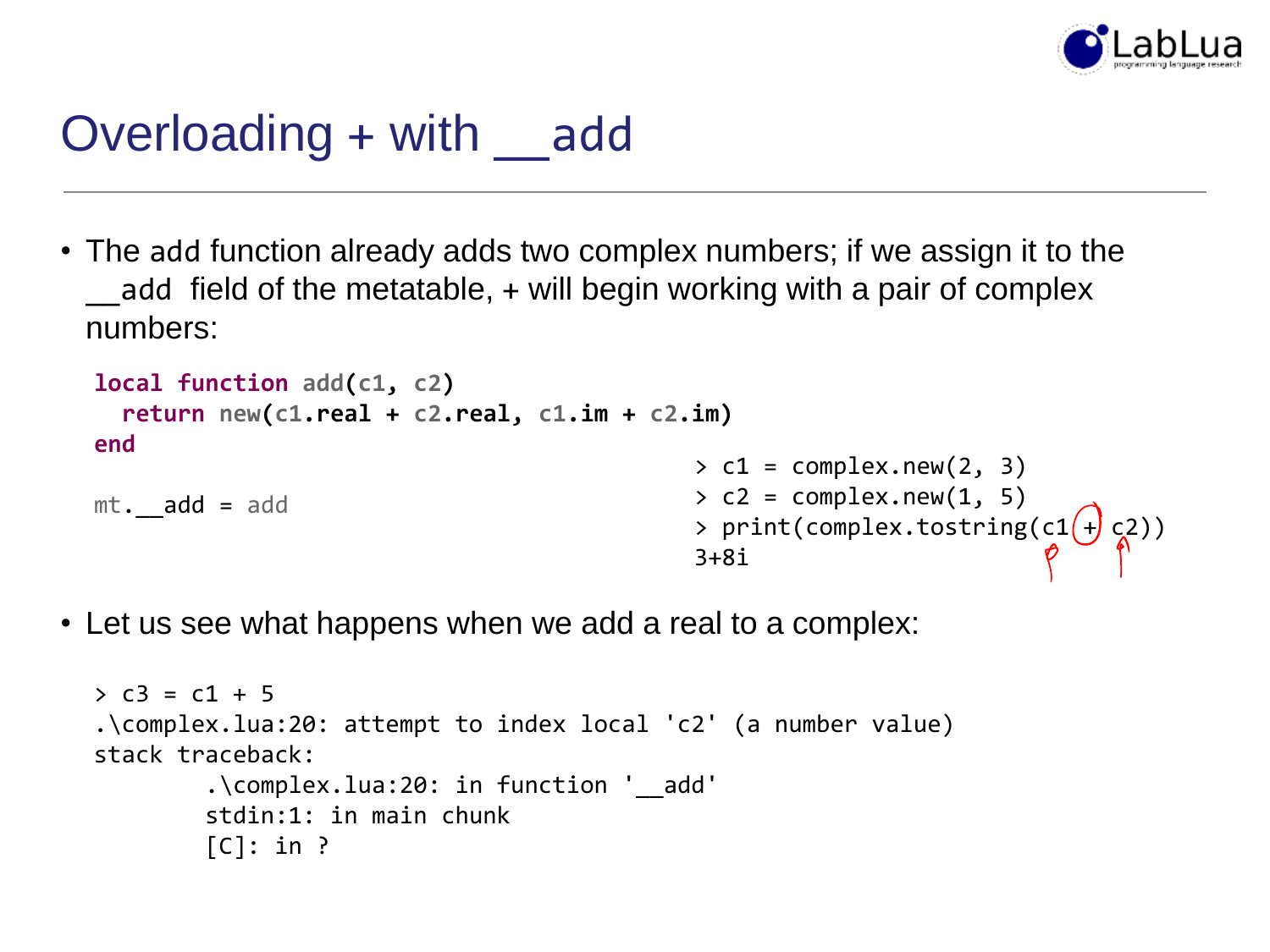# Overloading + with __add

- The add function already adds two complex numbers; if we assign it to the __add field of the metatable, + will begin working with a pair of complex numbers:

```
local function add(c1, c2)
  return new(c1.real + c2.real, c1.im + c2.im)
end

mt.__add = add
```

```
> c1 = complex.new(2, 3)
> c2 = complex.new(1, 5)
> print(complex.tostring(c1 + c2))
3+8i
```

- Let us see what happens when we add a real to a complex:

```
> c3 = c1 + 5
.\complex.lua:20: attempt to index local 'c2' (a number value)
stack traceback:
        .\complex.lua:20: in function '__add'
        stdin:1: in main chunk
        [C]: in ?
```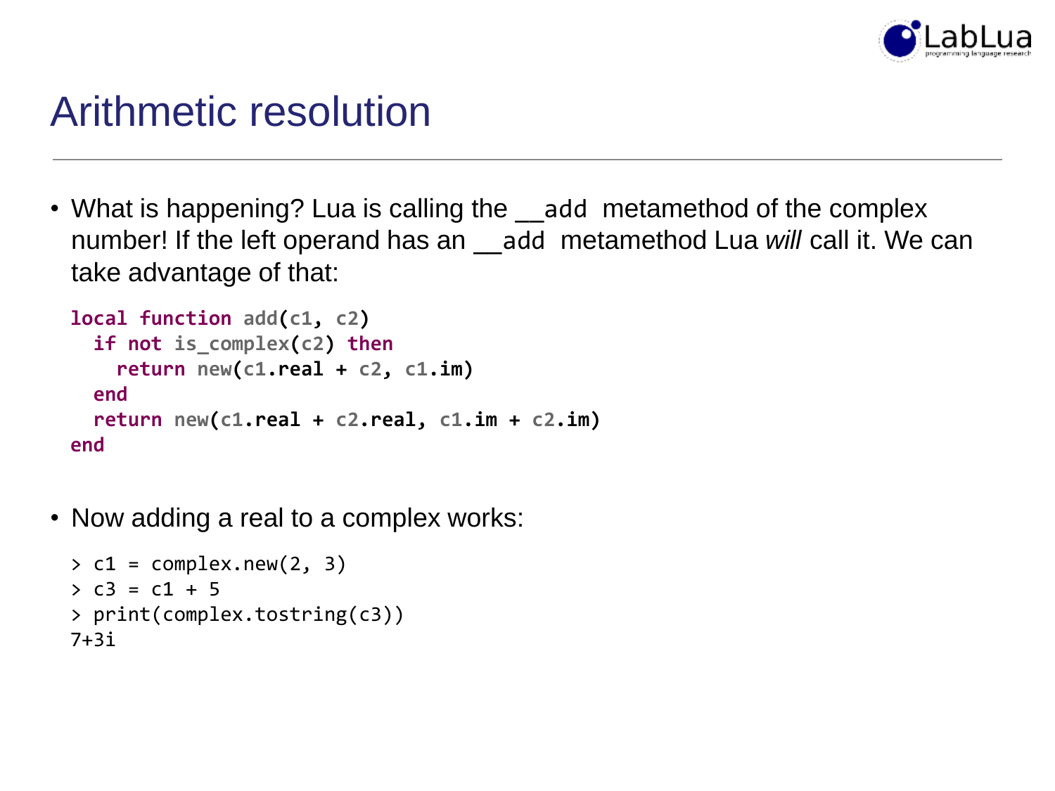# Arithmetic resolution

- What is happening? Lua is calling the `__add` metamethod of the complex number! If the left operand has an `__add` metamethod Lua *will* call it. We can take advantage of that:

```lua
local function add(c1, c2)
  if not is_complex(c2) then
    return new(c1.real + c2, c1.im)
  end
  return new(c1.real + c2.real, c1.im + c2.im)
end
```

- Now adding a real to a complex works:

```
> c1 = complex.new(2, 3)
> c3 = c1 + 5
> print(complex.tostring(c3))
7+3i
```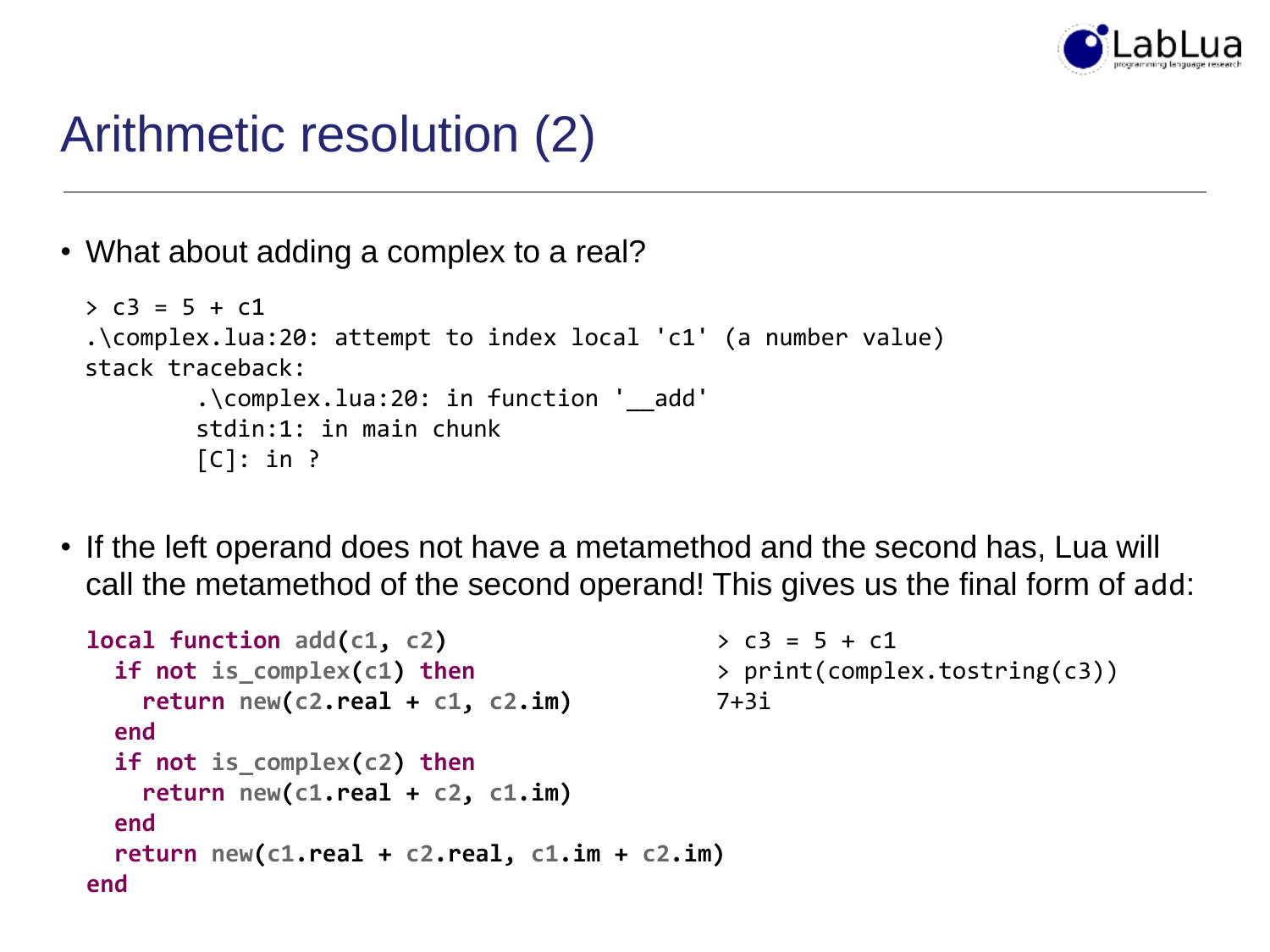# Arithmetic resolution (2)

- What about adding a complex to a real?

```
> c3 = 5 + c1
.\complex.lua:20: attempt to index local 'c1' (a number value)
stack traceback:
        .\complex.lua:20: in function '__add'
        stdin:1: in main chunk
        [C]: in ?
```

- If the left operand does not have a metamethod and the second has, Lua will call the metamethod of the second operand! This gives us the final form of add:

```
local function add(c1, c2)
  if not is_complex(c1) then
    return new(c2.real + c1, c2.im)
  end
  if not is_complex(c2) then
    return new(c1.real + c2, c1.im)
  end
  return new(c1.real + c2.real, c1.im + c2.im)
end
```

```
> c3 = 5 + c1
> print(complex.tostring(c3))
7+3i
```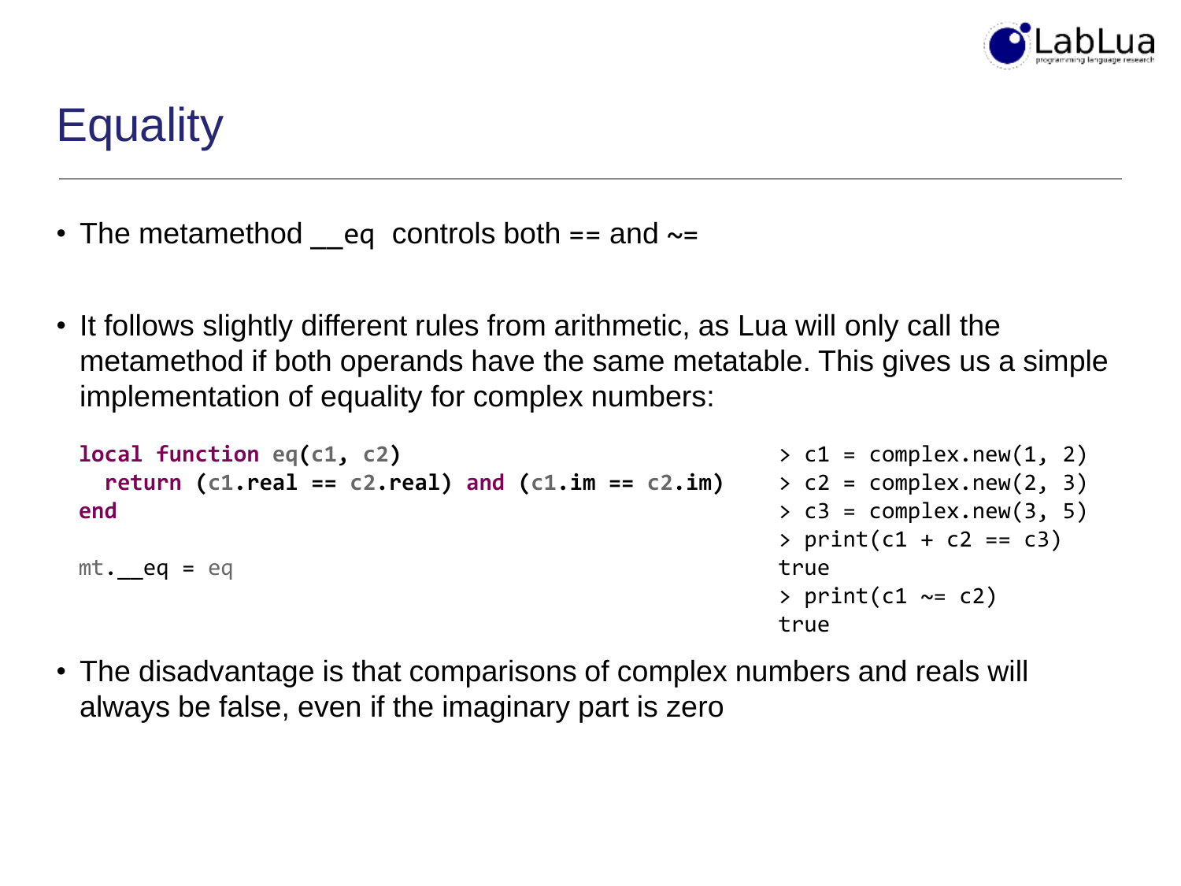# Equality

- The metamethod __eq controls both == and ~=
- It follows slightly different rules from arithmetic, as Lua will only call the metamethod if both operands have the same metatable. This gives us a simple implementation of equality for complex numbers:

```lua
local function eq(c1, c2)
  return (c1.real == c2.real) and (c1.im == c2.im)
end

mt.__eq = eq
```

```
> c1 = complex.new(1, 2)
> c2 = complex.new(2, 3)
> c3 = complex.new(3, 5)
> print(c1 + c2 == c3)
true
> print(c1 ~= c2)
true
```

- The disadvantage is that comparisons of complex numbers and reals will always be false, even if the imaginary part is zero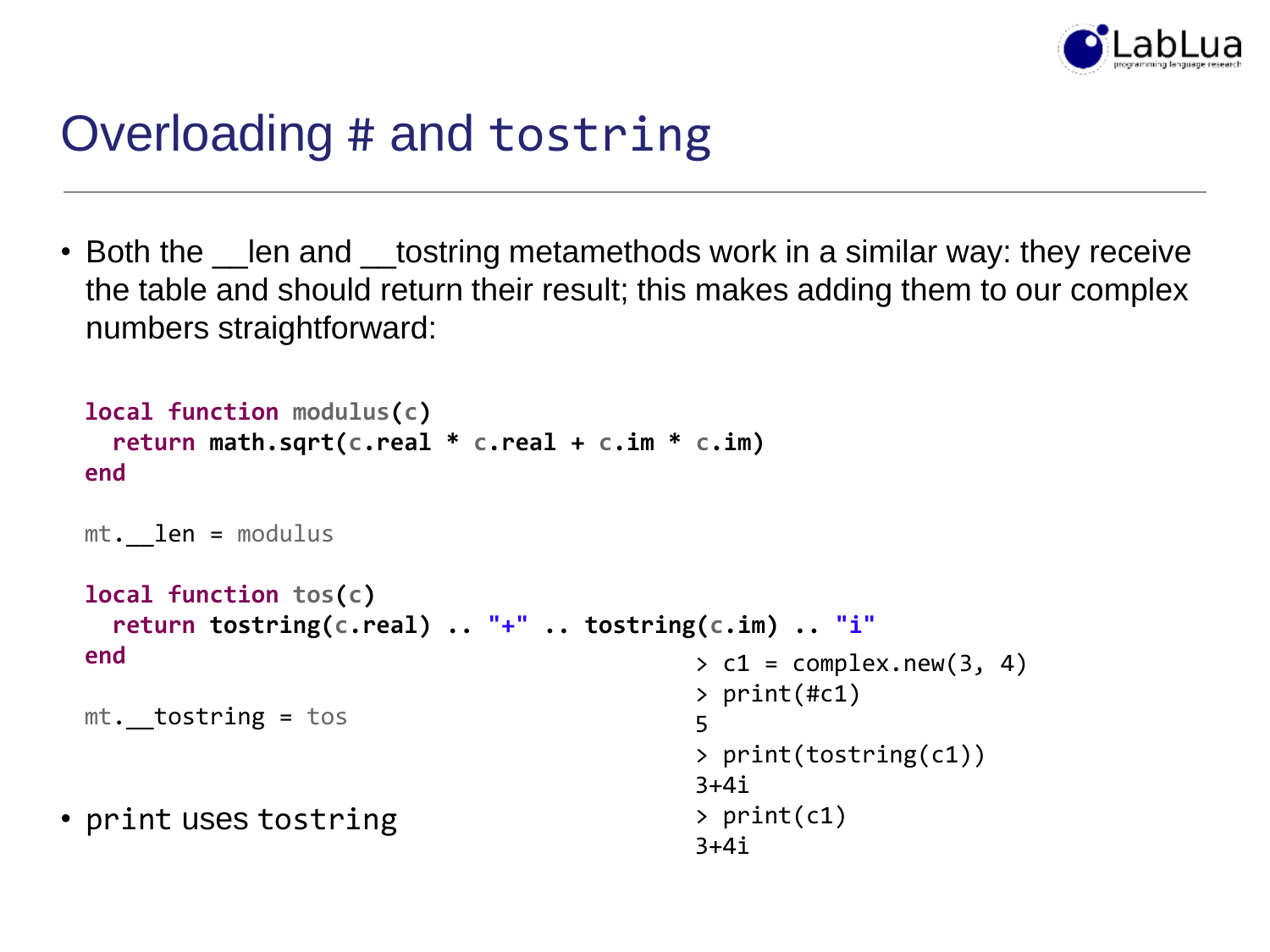# Overloading # and tostring

- Both the __len and __tostring metamethods work in a similar way: they receive the table and should return their result; this makes adding them to our complex numbers straightforward:

```lua
local function modulus(c)
  return math.sqrt(c.real * c.real + c.im * c.im)
end

mt.__len = modulus

local function tos(c)
  return tostring(c.real) .. "+" .. tostring(c.im) .. "i"
end

mt.__tostring = tos
```

```
> c1 = complex.new(3, 4)
> print(#c1)
5
> print(tostring(c1))
3+4i
> print(c1)
3+4i
```

- print uses tostring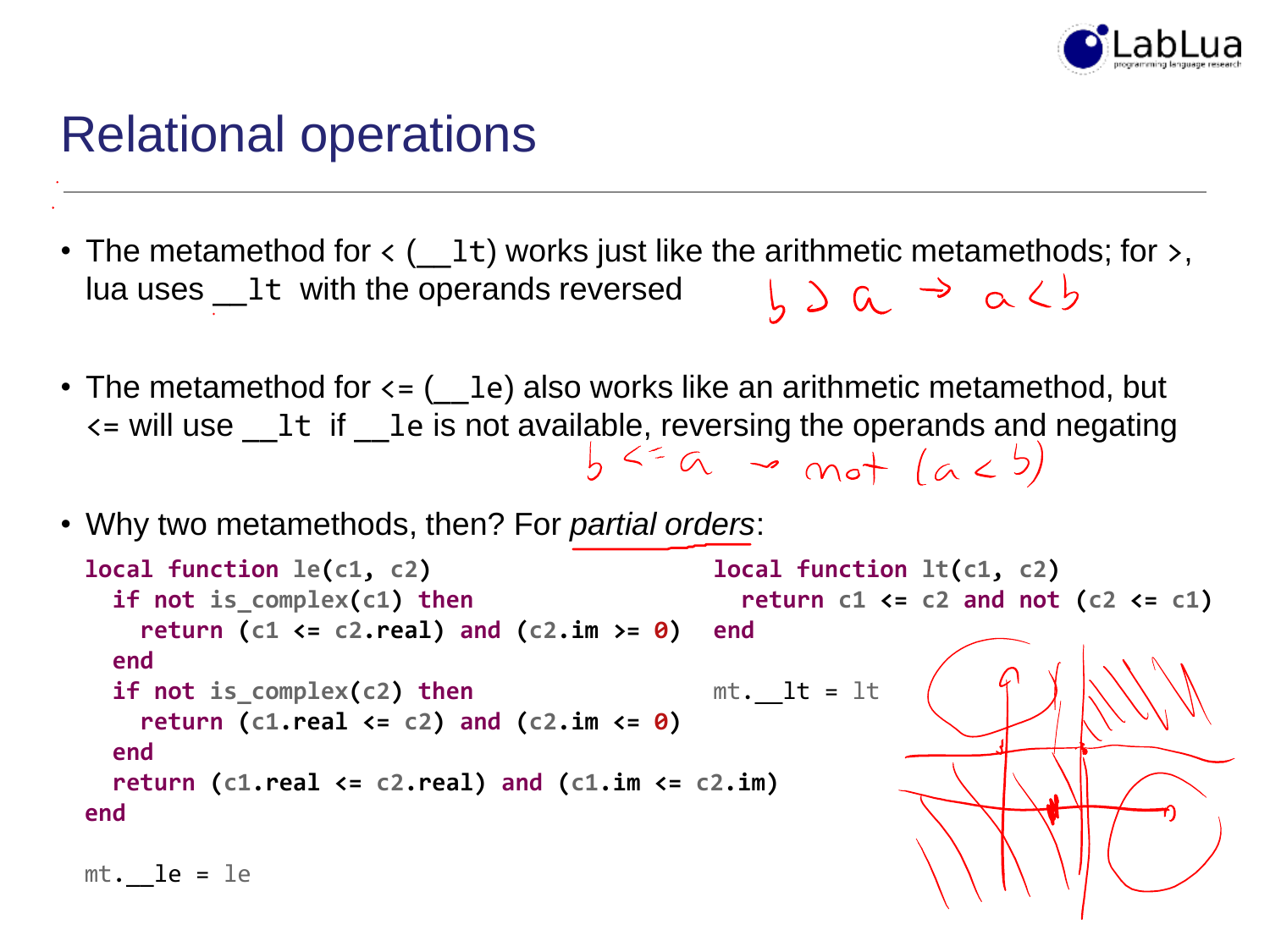# Relational operations

- The metamethod for < (`__lt`) works just like the arithmetic metamethods; for >, lua uses `__lt` with the operands reversed
- The metamethod for <= (`__le`) also works like an arithmetic metamethod, but <= will use `__lt` if `__le` is not available, reversing the operands and negating
- Why two metamethods, then? For *partial orders*:

```
local function le(c1, c2)
  if not is_complex(c1) then
    return (c1 <= c2.real) and (c2.im >= 0)
  end
  if not is_complex(c2) then
    return (c1.real <= c2) and (c2.im <= 0)
  end
  return (c1.real <= c2.real) and (c1.im <= c2.im)
end

mt.__le = le
```

```
local function lt(c1, c2)
  return c1 <= c2 and not (c2 <= c1)
end

mt.__lt = lt
```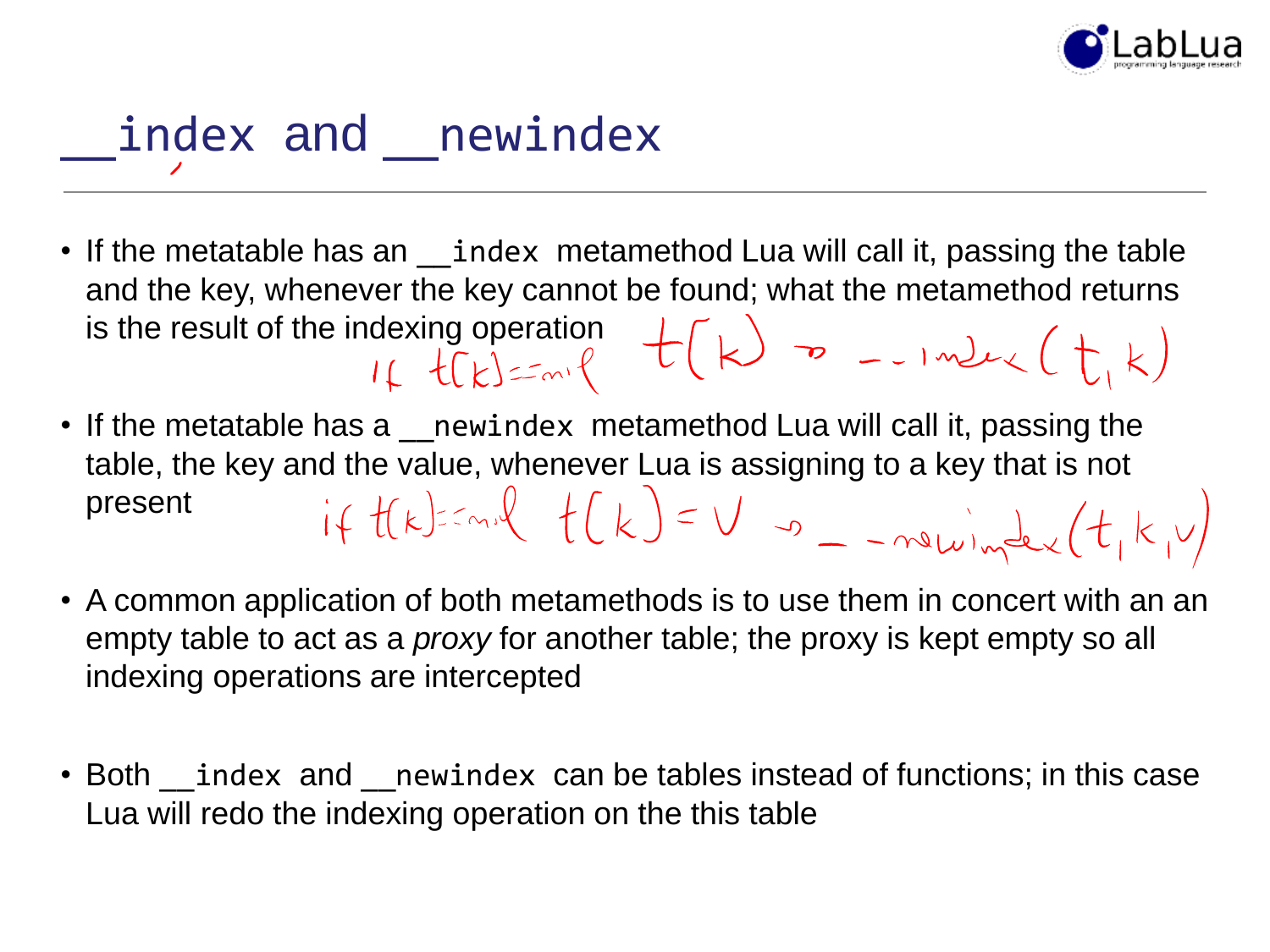# `__index` and `__newindex`

- If the metatable has an `__index` metamethod Lua will call it, passing the table and the key, whenever the key cannot be found; what the metamethod returns is the result of the indexing operation

  if t[k]==nil t[k] -> __index(t, k)

- If the metatable has a `__newindex` metamethod Lua will call it, passing the table, the key and the value, whenever Lua is assigning to a key that is not present

  if t[k]==nil t[k]=v -> __newindex(t, k, v)

- A common application of both metamethods is to use them in concert with an an empty table to act as a *proxy* for another table; the proxy is kept empty so all indexing operations are intercepted

- Both `__index` and `__newindex` can be tables instead of functions; in this case Lua will redo the indexing operation on the this table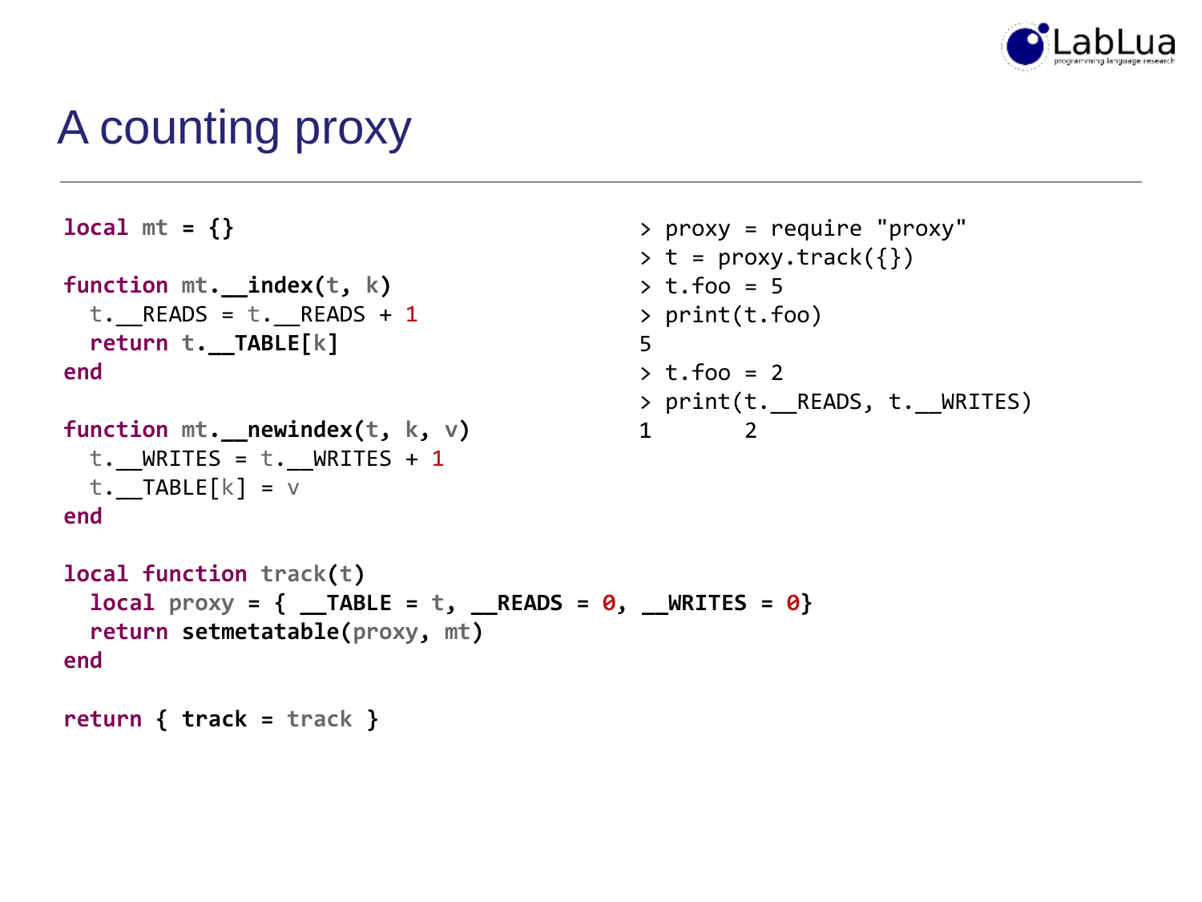# A counting proxy

```lua
local mt = {}

function mt.__index(t, k)
  t.__READS = t.__READS + 1
  return t.__TABLE[k]
end

function mt.__newindex(t, k, v)
  t.__WRITES = t.__WRITES + 1
  t.__TABLE[k] = v
end

local function track(t)
  local proxy = { __TABLE = t, __READS = 0, __WRITES = 0}
  return setmetatable(proxy, mt)
end

return { track = track }
```

```
> proxy = require "proxy"
> t = proxy.track({})
> t.foo = 5
> print(t.foo)
5
> t.foo = 2
> print(t.__READS, t.__WRITES)
1       2
```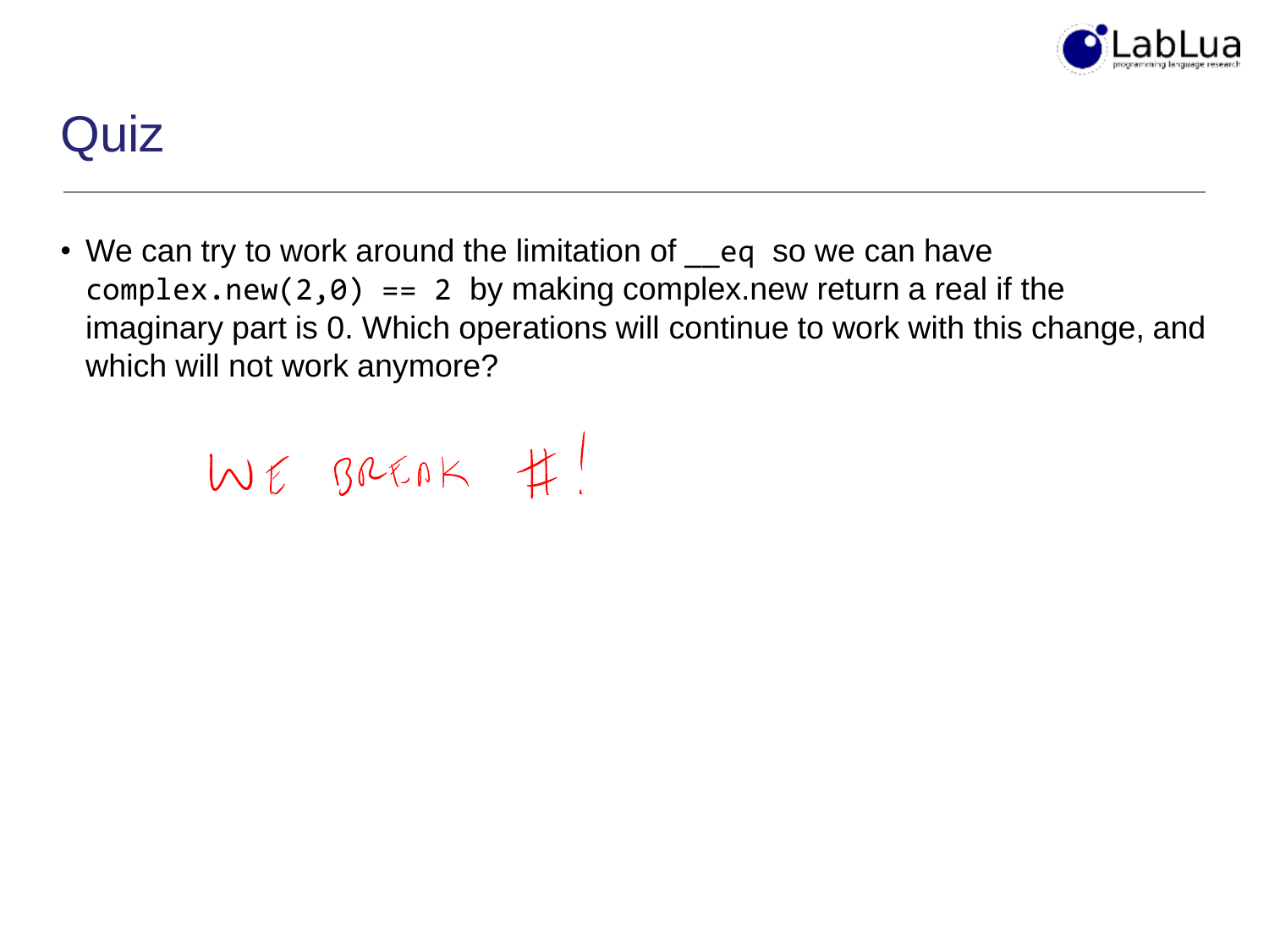# Quiz

- We can try to work around the limitation of `__eq` so we can have `complex.new(2,0) == 2` by making complex.new return a real if the imaginary part is 0. Which operations will continue to work with this change, and which will not work anymore?

WE BREAK #!